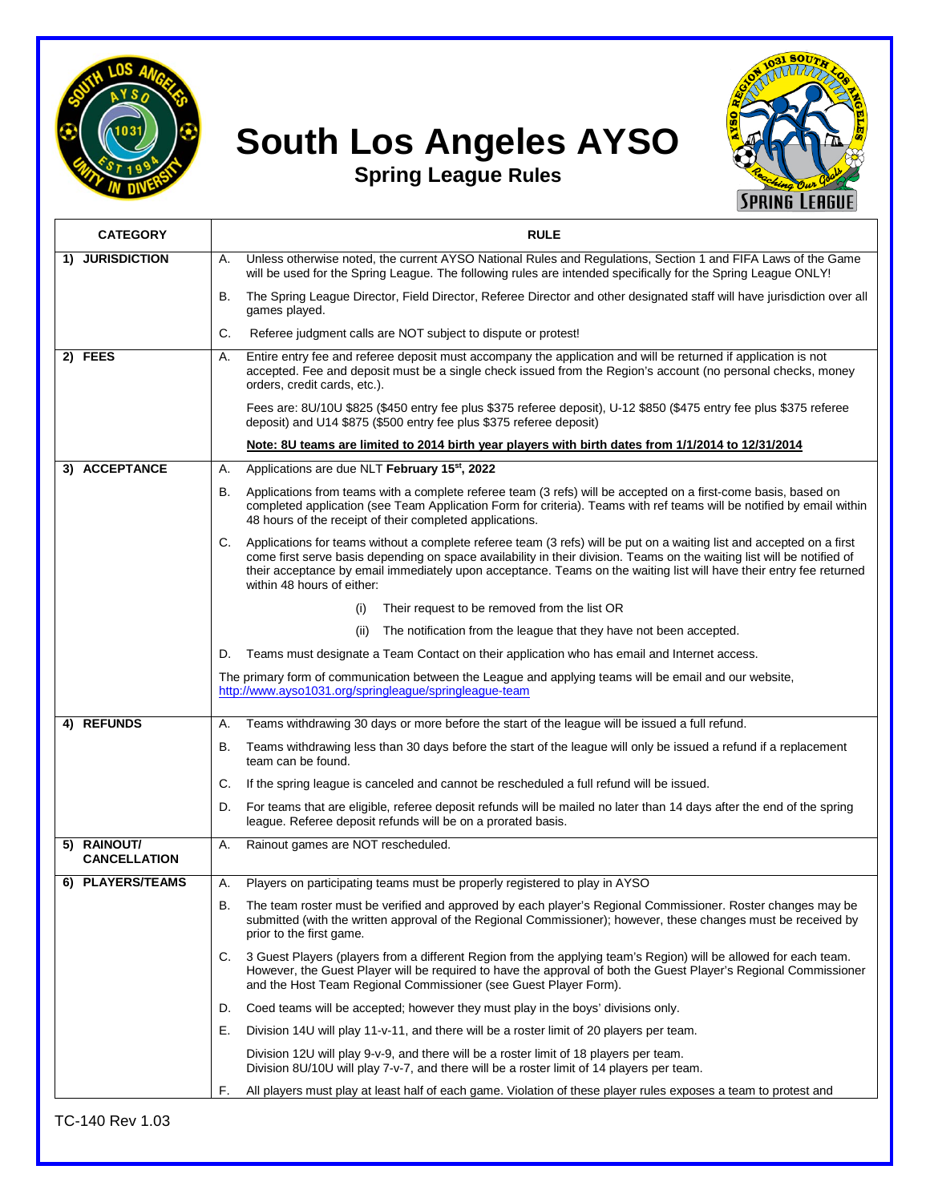# South Los Angeles AYSO

## Spring League Rules

| CATEGORY | RULE |
|---|---|
| **1) JURISDICTION** | A. Unless otherwise noted, the current AYSO National Rules and Regulations, Section 1 and FIFA Laws of the Game will be used for the Spring League. The following rules are intended specifically for the Spring League ONLY!<br><br>B. The Spring League Director, Field Director, Referee Director and other designated staff will have jurisdiction over all games played.<br><br>C. Referee judgment calls are NOT subject to dispute or protest! |
| **2) FEES** | A. Entire entry fee and referee deposit must accompany the application and will be returned if application is not accepted. Fee and deposit must be a single check issued from the Region's account (no personal checks, money orders, credit cards, etc.).<br><br>Fees are: 8U/10U $825 ($450 entry fee plus $375 referee deposit), U-12 $850 ($475 entry fee plus $375 referee deposit) and U14 $875 ($500 entry fee plus $375 referee deposit)<br><br>**Note: 8U teams are limited to 2014 birth year players with birth dates from 1/1/2014 to 12/31/2014** |
| **3) ACCEPTANCE** | A. Applications are due NLT **February 15st, 2022**<br><br>B. Applications from teams with a complete referee team (3 refs) will be accepted on a first-come basis, based on completed application (see Team Application Form for criteria). Teams with ref teams will be notified by email within 48 hours of the receipt of their completed applications.<br><br>C. Applications for teams without a complete referee team (3 refs) will be put on a waiting list and accepted on a first come first serve basis depending on space availability in their division. Teams on the waiting list will be notified of their acceptance by email immediately upon acceptance. Teams on the waiting list will have their entry fee returned within 48 hours of either:<br><br>(i) Their request to be removed from the list OR<br><br>(ii) The notification from the league that they have not been accepted.<br><br>D. Teams must designate a Team Contact on their application who has email and Internet access.<br><br>The primary form of communication between the League and applying teams will be email and our website, http://www.ayso1031.org/springleague/springleague-team |
| **4) REFUNDS** | A. Teams withdrawing 30 days or more before the start of the league will be issued a full refund.<br><br>B. Teams withdrawing less than 30 days before the start of the league will only be issued a refund if a replacement team can be found.<br><br>C. If the spring league is canceled and cannot be rescheduled a full refund will be issued.<br><br>D. For teams that are eligible, referee deposit refunds will be mailed no later than 14 days after the end of the spring league. Referee deposit refunds will be on a prorated basis. |
| **5) RAINOUT/ CANCELLATION** | A. Rainout games are NOT rescheduled. |
| **6) PLAYERS/TEAMS** | A. Players on participating teams must be properly registered to play in AYSO<br><br>B. The team roster must be verified and approved by each player's Regional Commissioner. Roster changes may be submitted (with the written approval of the Regional Commissioner); however, these changes must be received by prior to the first game.<br><br>C. 3 Guest Players (players from a different Region from the applying team's Region) will be allowed for each team. However, the Guest Player will be required to have the approval of both the Guest Player's Regional Commissioner and the Host Team Regional Commissioner (see Guest Player Form).<br><br>D. Coed teams will be accepted; however they must play in the boys' divisions only.<br><br>E. Division 14U will play 11-v-11, and there will be a roster limit of 20 players per team.<br><br>Division 12U will play 9-v-9, and there will be a roster limit of 18 players per team.<br>Division 8U/10U will play 7-v-7, and there will be a roster limit of 14 players per team.<br><br>F. All players must play at least half of each game. Violation of these player rules exposes a team to protest and |

TC-140 Rev 1.03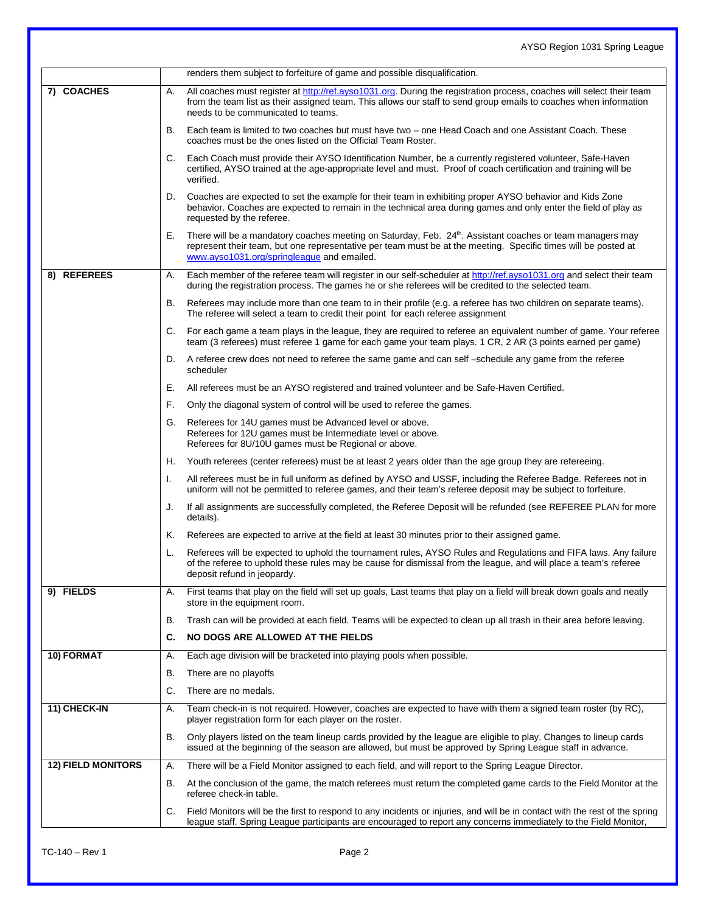| | |
|---|---|
| | renders them subject to forfeiture of game and possible disqualification. |
| **7) COACHES** | A. All coaches must register at http://ref.ayso1031.org. During the registration process, coaches will select their team from the team list as their assigned team. This allows our staff to send group emails to coaches when information needs to be communicated to teams. |
| | B. Each team is limited to two coaches but must have two – one Head Coach and one Assistant Coach. These coaches must be the ones listed on the Official Team Roster. |
| | C. Each Coach must provide their AYSO Identification Number, be a currently registered volunteer, Safe-Haven certified, AYSO trained at the age-appropriate level and must. Proof of coach certification and training will be verified. |
| | D. Coaches are expected to set the example for their team in exhibiting proper AYSO behavior and Kids Zone behavior. Coaches are expected to remain in the technical area during games and only enter the field of play as requested by the referee. |
| | E. There will be a mandatory coaches meeting on Saturday, Feb. 24th. Assistant coaches or team managers may represent their team, but one representative per team must be at the meeting. Specific times will be posted at www.ayso1031.org/springleague and emailed. |
| **8) REFEREES** | A. Each member of the referee team will register in our self-scheduler at http://ref.ayso1031.org and select their team during the registration process. The games he or she referees will be credited to the selected team. |
| | B. Referees may include more than one team to in their profile (e.g. a referee has two children on separate teams). The referee will select a team to credit their point for each referee assignment |
| | C. For each game a team plays in the league, they are required to referee an equivalent number of game. Your referee team (3 referees) must referee 1 game for each game your team plays. 1 CR, 2 AR (3 points earned per game) |
| | D. A referee crew does not need to referee the same game and can self –schedule any game from the referee scheduler |
| | E. All referees must be an AYSO registered and trained volunteer and be Safe-Haven Certified. |
| | F. Only the diagonal system of control will be used to referee the games. |
| | G. Referees for 14U games must be Advanced level or above.<br>Referees for 12U games must be Intermediate level or above.<br>Referees for 8U/10U games must be Regional or above. |
| | H. Youth referees (center referees) must be at least 2 years older than the age group they are refereeing. |
| | I. All referees must be in full uniform as defined by AYSO and USSF, including the Referee Badge. Referees not in uniform will not be permitted to referee games, and their team's referee deposit may be subject to forfeiture. |
| | J. If all assignments are successfully completed, the Referee Deposit will be refunded (see REFEREE PLAN for more details). |
| | K. Referees are expected to arrive at the field at least 30 minutes prior to their assigned game. |
| | L. Referees will be expected to uphold the tournament rules, AYSO Rules and Regulations and FIFA laws. Any failure of the referee to uphold these rules may be cause for dismissal from the league, and will place a team's referee deposit refund in jeopardy. |
| **9) FIELDS** | A. First teams that play on the field will set up goals, Last teams that play on a field will break down goals and neatly store in the equipment room. |
| | B. Trash can will be provided at each field. Teams will be expected to clean up all trash in their area before leaving. |
| | **C. NO DOGS ARE ALLOWED AT THE FIELDS** |
| **10) FORMAT** | A. Each age division will be bracketed into playing pools when possible. |
| | B. There are no playoffs |
| | C. There are no medals. |
| **11) CHECK-IN** | A. Team check-in is not required. However, coaches are expected to have with them a signed team roster (by RC), player registration form for each player on the roster. |
| | B. Only players listed on the team lineup cards provided by the league are eligible to play. Changes to lineup cards issued at the beginning of the season are allowed, but must be approved by Spring League staff in advance. |
| **12) FIELD MONITORS** | A. There will be a Field Monitor assigned to each field, and will report to the Spring League Director. |
| | B. At the conclusion of the game, the match referees must return the completed game cards to the Field Monitor at the referee check-in table. |
| | C. Field Monitors will be the first to respond to any incidents or injuries, and will be in contact with the rest of the spring league staff. Spring League participants are encouraged to report any concerns immediately to the Field Monitor, |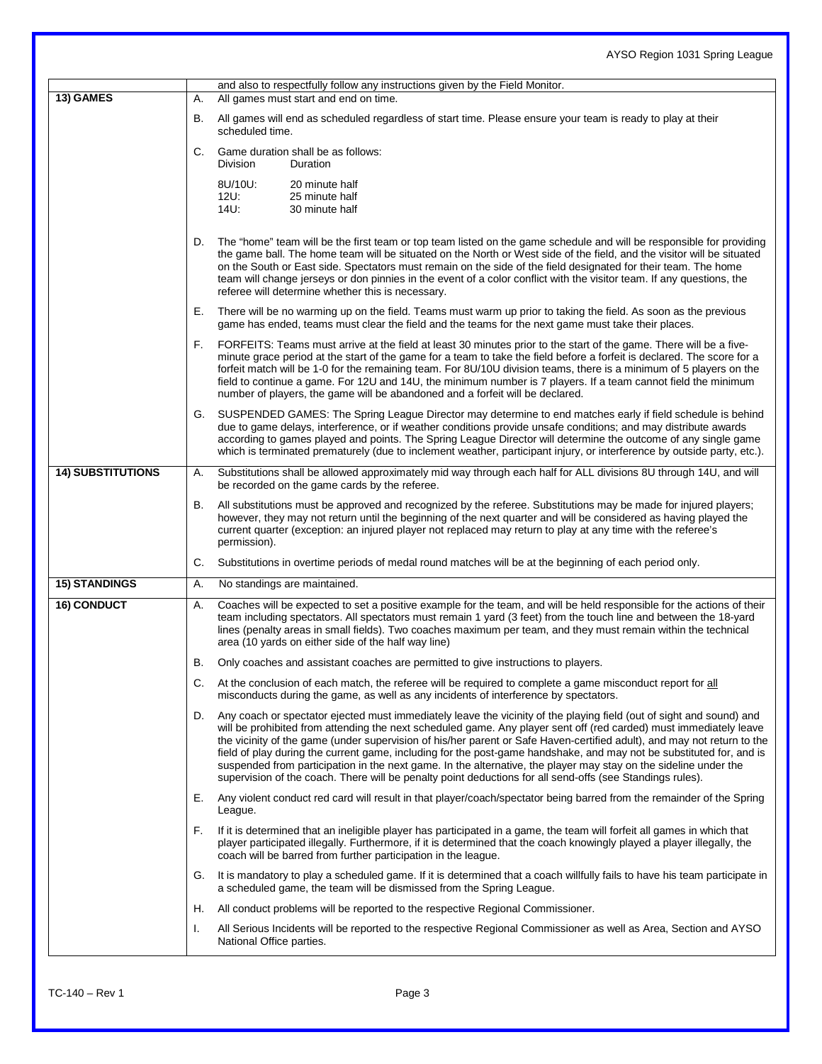and also to respectfully follow any instructions given by the Field Monitor.

## 13) GAMES

A. All games must start and end on time.

B. All games will end as scheduled regardless of start time. Please ensure your team is ready to play at their scheduled time.

C. Game duration shall be as follows:

| Division | Duration |
|---|---|
| 8U/10U: | 20 minute half |
| 12U: | 25 minute half |
| 14U: | 30 minute half |

D. The "home" team will be the first team or top team listed on the game schedule and will be responsible for providing the game ball. The home team will be situated on the North or West side of the field, and the visitor will be situated on the South or East side. Spectators must remain on the side of the field designated for their team. The home team will change jerseys or don pinnies in the event of a color conflict with the visitor team. If any questions, the referee will determine whether this is necessary.

E. There will be no warming up on the field. Teams must warm up prior to taking the field. As soon as the previous game has ended, teams must clear the field and the teams for the next game must take their places.

F. FORFEITS: Teams must arrive at the field at least 30 minutes prior to the start of the game. There will be a five-minute grace period at the start of the game for a team to take the field before a forfeit is declared. The score for a forfeit match will be 1-0 for the remaining team. For 8U/10U division teams, there is a minimum of 5 players on the field to continue a game. For 12U and 14U, the minimum number is 7 players. If a team cannot field the minimum number of players, the game will be abandoned and a forfeit will be declared.

G. SUSPENDED GAMES: The Spring League Director may determine to end matches early if field schedule is behind due to game delays, interference, or if weather conditions provide unsafe conditions; and may distribute awards according to games played and points. The Spring League Director will determine the outcome of any single game which is terminated prematurely (due to inclement weather, participant injury, or interference by outside party, etc.).

## 14) SUBSTITUTIONS

A. Substitutions shall be allowed approximately mid way through each half for ALL divisions 8U through 14U, and will be recorded on the game cards by the referee.

B. All substitutions must be approved and recognized by the referee. Substitutions may be made for injured players; however, they may not return until the beginning of the next quarter and will be considered as having played the current quarter (exception: an injured player not replaced may return to play at any time with the referee's permission).

C. Substitutions in overtime periods of medal round matches will be at the beginning of each period only.

## 15) STANDINGS

A. No standings are maintained.

## 16) CONDUCT

A. Coaches will be expected to set a positive example for the team, and will be held responsible for the actions of their team including spectators. All spectators must remain 1 yard (3 feet) from the touch line and between the 18-yard lines (penalty areas in small fields). Two coaches maximum per team, and they must remain within the technical area (10 yards on either side of the half way line)

B. Only coaches and assistant coaches are permitted to give instructions to players.

C. At the conclusion of each match, the referee will be required to complete a game misconduct report for all misconducts during the game, as well as any incidents of interference by spectators.

D. Any coach or spectator ejected must immediately leave the vicinity of the playing field (out of sight and sound) and will be prohibited from attending the next scheduled game. Any player sent off (red carded) must immediately leave the vicinity of the game (under supervision of his/her parent or Safe Haven-certified adult), and may not return to the field of play during the current game, including for the post-game handshake, and may not be substituted for, and is suspended from participation in the next game. In the alternative, the player may stay on the sideline under the supervision of the coach. There will be penalty point deductions for all send-offs (see Standings rules).

E. Any violent conduct red card will result in that player/coach/spectator being barred from the remainder of the Spring League.

F. If it is determined that an ineligible player has participated in a game, the team will forfeit all games in which that player participated illegally. Furthermore, if it is determined that the coach knowingly played a player illegally, the coach will be barred from further participation in the league.

G. It is mandatory to play a scheduled game. If it is determined that a coach willfully fails to have his team participate in a scheduled game, the team will be dismissed from the Spring League.

H. All conduct problems will be reported to the respective Regional Commissioner.

I. All Serious Incidents will be reported to the respective Regional Commissioner as well as Area, Section and AYSO National Office parties.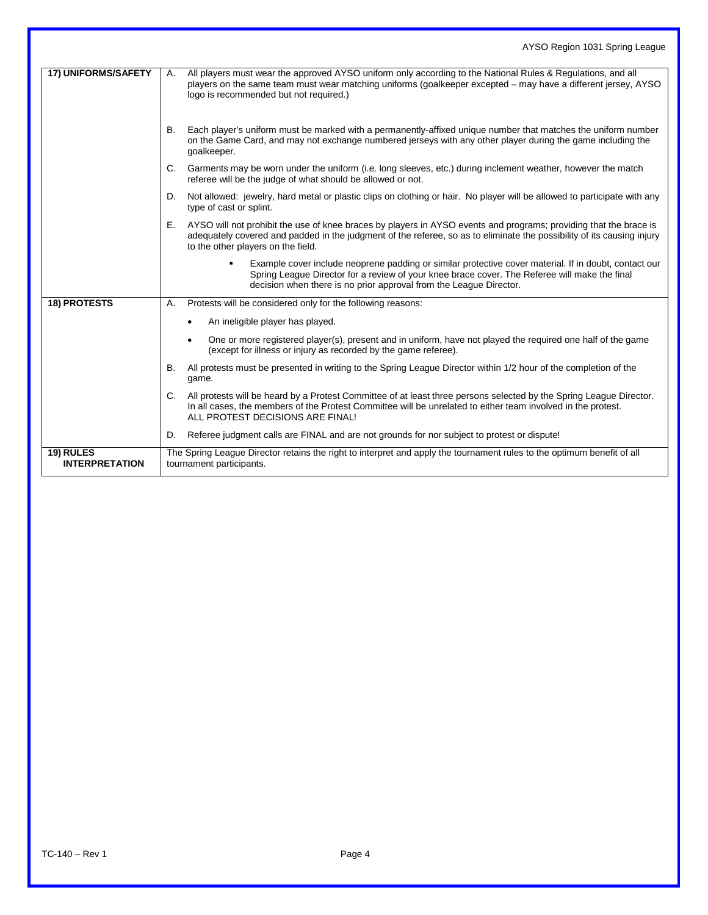| | |
|---|---|
| **17) UNIFORMS/SAFETY** | A. All players must wear the approved AYSO uniform only according to the National Rules & Regulations, and all players on the same team must wear matching uniforms (goalkeeper excepted – may have a different jersey, AYSO logo is recommended but not required.) |
| | B. Each player's uniform must be marked with a permanently-affixed unique number that matches the uniform number on the Game Card, and may not exchange numbered jerseys with any other player during the game including the goalkeeper. |
| | C. Garments may be worn under the uniform (i.e. long sleeves, etc.) during inclement weather, however the match referee will be the judge of what should be allowed or not. |
| | D. Not allowed: jewelry, hard metal or plastic clips on clothing or hair. No player will be allowed to participate with any type of cast or splint. |
| | E. AYSO will not prohibit the use of knee braces by players in AYSO events and programs; providing that the brace is adequately covered and padded in the judgment of the referee, so as to eliminate the possibility of its causing injury to the other players on the field. |
| | ▪ Example cover include neoprene padding or similar protective cover material. If in doubt, contact our Spring League Director for a review of your knee brace cover. The Referee will make the final decision when there is no prior approval from the League Director. |
| **18) PROTESTS** | A. Protests will be considered only for the following reasons: |
| | • An ineligible player has played. |
| | • One or more registered player(s), present and in uniform, have not played the required one half of the game (except for illness or injury as recorded by the game referee). |
| | B. All protests must be presented in writing to the Spring League Director within 1/2 hour of the completion of the game. |
| | C. All protests will be heard by a Protest Committee of at least three persons selected by the Spring League Director. In all cases, the members of the Protest Committee will be unrelated to either team involved in the protest. ALL PROTEST DECISIONS ARE FINAL! |
| | D. Referee judgment calls are FINAL and are not grounds for nor subject to protest or dispute! |
| **19) RULES INTERPRETATION** | The Spring League Director retains the right to interpret and apply the tournament rules to the optimum benefit of all tournament participants. |